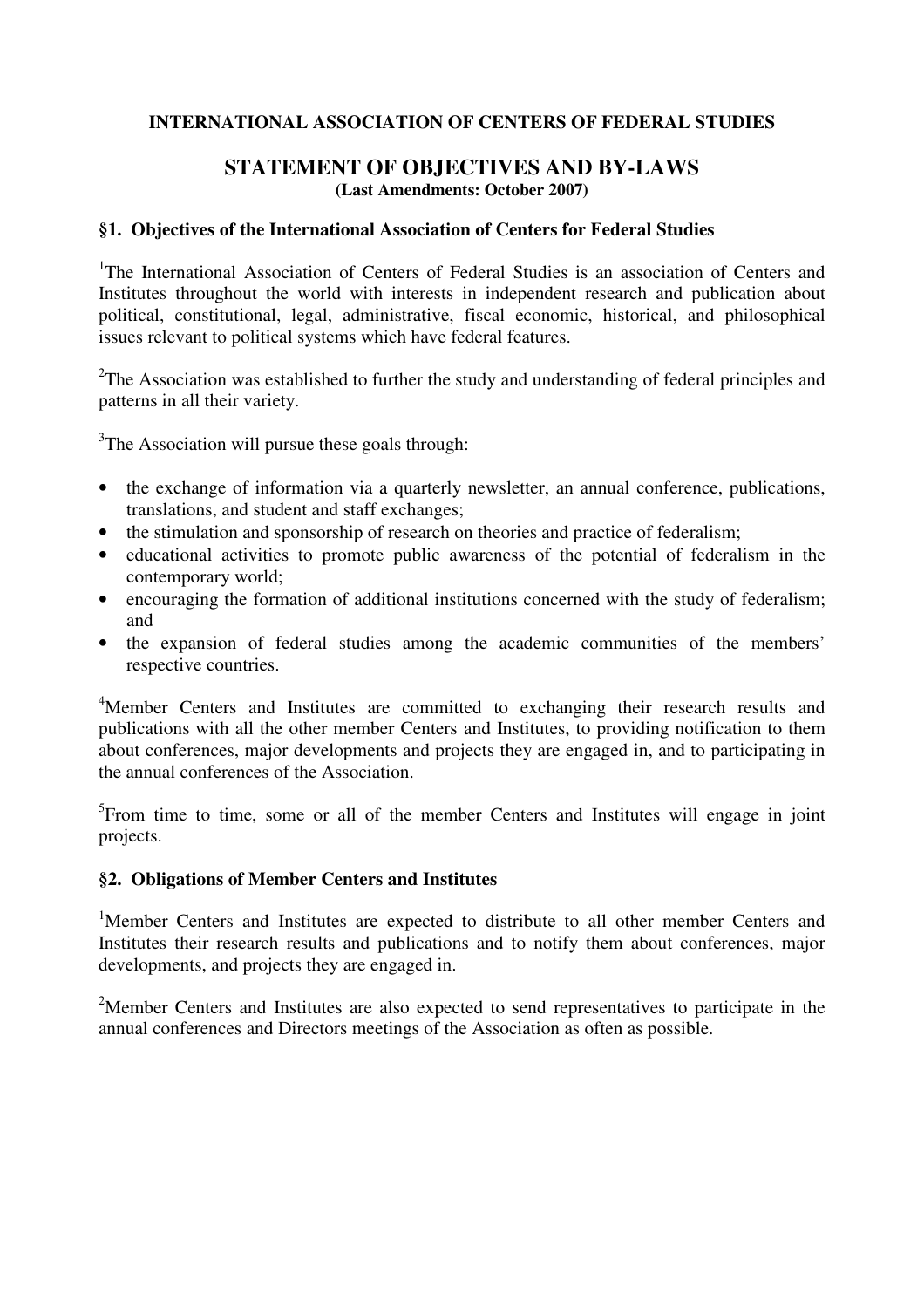**INTERNATIONAL ASSOCIATION OF CENTERS OF FEDERAL STUDIES**

# STATEMENT OF OBJECTIVES AND BY-LAWS

**(Last Amendments: October 2007)**

### §1. Objectives of the International Association of Centers for Federal Studies

[1]The International Association of Centers of Federal Studies is an association of Centers and Institutes throughout the world with interests in independent research and publication about political, constitutional, legal, administrative, fiscal economic, historical, and philosophical issues relevant to political systems which have federal features.

[2]The Association was established to further the study and understanding of federal principles and patterns in all their variety.

[3]The Association will pursue these goals through:

- the exchange of information via a quarterly newsletter, an annual conference, publications, translations, and student and staff exchanges;
- the stimulation and sponsorship of research on theories and practice of federalism;
- educational activities to promote public awareness of the potential of federalism in the contemporary world;
- encouraging the formation of additional institutions concerned with the study of federalism; and
- the expansion of federal studies among the academic communities of the members' respective countries.

[4]Member Centers and Institutes are committed to exchanging their research results and publications with all the other member Centers and Institutes, to providing notification to them about conferences, major developments and projects they are engaged in, and to participating in the annual conferences of the Association.

[5]From time to time, some or all of the member Centers and Institutes will engage in joint projects.

### §2. Obligations of Member Centers and Institutes

[1]Member Centers and Institutes are expected to distribute to all other member Centers and Institutes their research results and publications and to notify them about conferences, major developments, and projects they are engaged in.

[2]Member Centers and Institutes are also expected to send representatives to participate in the annual conferences and Directors meetings of the Association as often as possible.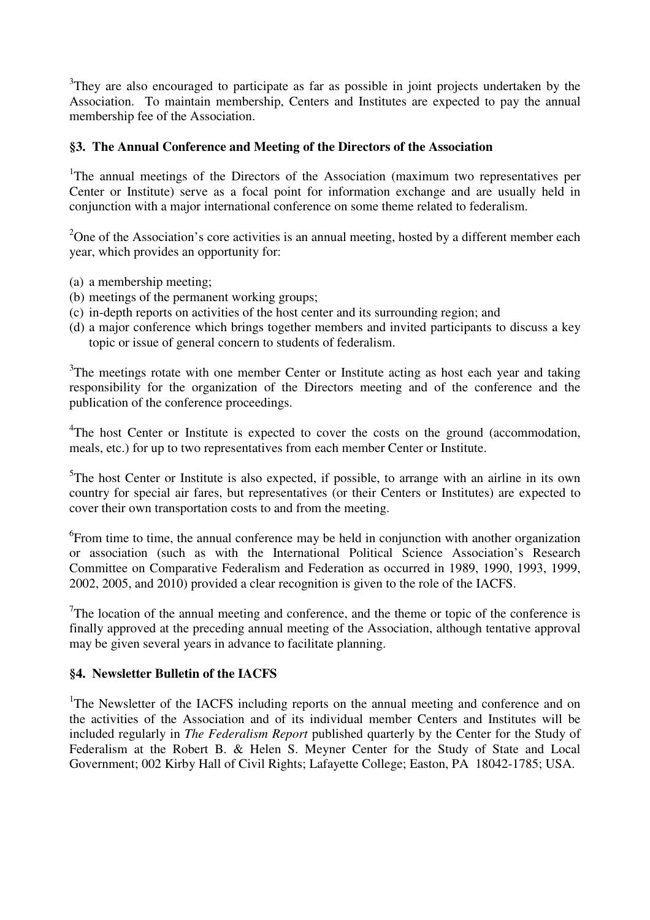[3]They are also encouraged to participate as far as possible in joint projects undertaken by the Association. To maintain membership, Centers and Institutes are expected to pay the annual membership fee of the Association.

### §3. The Annual Conference and Meeting of the Directors of the Association

[1]The annual meetings of the Directors of the Association (maximum two representatives per Center or Institute) serve as a focal point for information exchange and are usually held in conjunction with a major international conference on some theme related to federalism.

[2]One of the Association's core activities is an annual meeting, hosted by a different member each year, which provides an opportunity for:

(a) a membership meeting;
(b) meetings of the permanent working groups;
(c) in-depth reports on activities of the host center and its surrounding region; and
(d) a major conference which brings together members and invited participants to discuss a key topic or issue of general concern to students of federalism.

[3]The meetings rotate with one member Center or Institute acting as host each year and taking responsibility for the organization of the Directors meeting and of the conference and the publication of the conference proceedings.

[4]The host Center or Institute is expected to cover the costs on the ground (accommodation, meals, etc.) for up to two representatives from each member Center or Institute.

[5]The host Center or Institute is also expected, if possible, to arrange with an airline in its own country for special air fares, but representatives (or their Centers or Institutes) are expected to cover their own transportation costs to and from the meeting.

[6]From time to time, the annual conference may be held in conjunction with another organization or association (such as with the International Political Science Association's Research Committee on Comparative Federalism and Federation as occurred in 1989, 1990, 1993, 1999, 2002, 2005, and 2010) provided a clear recognition is given to the role of the IACFS.

[7]The location of the annual meeting and conference, and the theme or topic of the conference is finally approved at the preceding annual meeting of the Association, although tentative approval may be given several years in advance to facilitate planning.

### §4. Newsletter Bulletin of the IACFS

[1]The Newsletter of the IACFS including reports on the annual meeting and conference and on the activities of the Association and of its individual member Centers and Institutes will be included regularly in *The Federalism Report* published quarterly by the Center for the Study of Federalism at the Robert B. & Helen S. Meyner Center for the Study of State and Local Government; 002 Kirby Hall of Civil Rights; Lafayette College; Easton, PA 18042-1785; USA.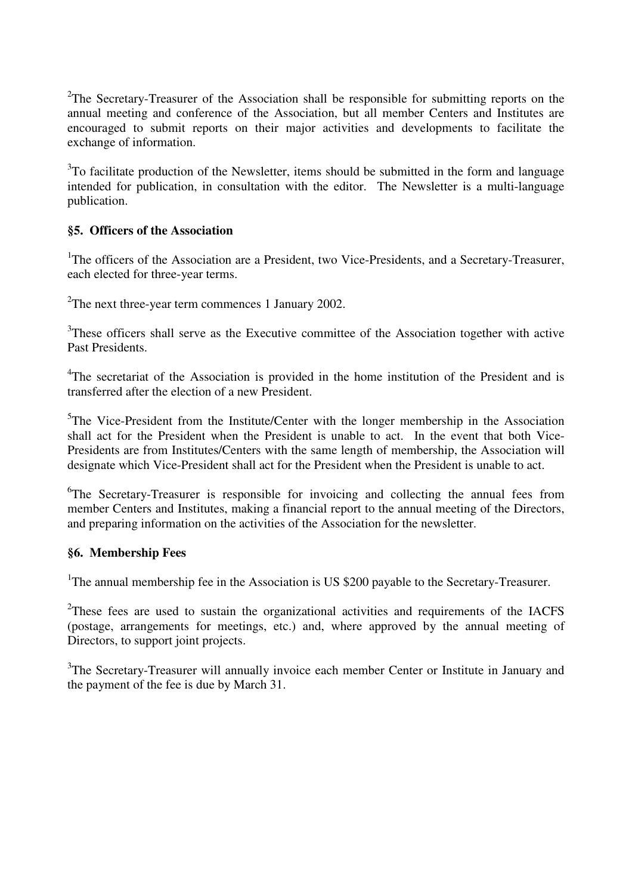[2]The Secretary-Treasurer of the Association shall be responsible for submitting reports on the annual meeting and conference of the Association, but all member Centers and Institutes are encouraged to submit reports on their major activities and developments to facilitate the exchange of information.

[3]To facilitate production of the Newsletter, items should be submitted in the form and language intended for publication, in consultation with the editor. The Newsletter is a multi-language publication.

**§5. Officers of the Association**

[1]The officers of the Association are a President, two Vice-Presidents, and a Secretary-Treasurer, each elected for three-year terms.

[2]The next three-year term commences 1 January 2002.

[3]These officers shall serve as the Executive committee of the Association together with active Past Presidents.

[4]The secretariat of the Association is provided in the home institution of the President and is transferred after the election of a new President.

[5]The Vice-President from the Institute/Center with the longer membership in the Association shall act for the President when the President is unable to act. In the event that both Vice-Presidents are from Institutes/Centers with the same length of membership, the Association will designate which Vice-President shall act for the President when the President is unable to act.

[6]The Secretary-Treasurer is responsible for invoicing and collecting the annual fees from member Centers and Institutes, making a financial report to the annual meeting of the Directors, and preparing information on the activities of the Association for the newsletter.

**§6. Membership Fees**

[1]The annual membership fee in the Association is US $200 payable to the Secretary-Treasurer.

[2]These fees are used to sustain the organizational activities and requirements of the IACFS (postage, arrangements for meetings, etc.) and, where approved by the annual meeting of Directors, to support joint projects.

[3]The Secretary-Treasurer will annually invoice each member Center or Institute in January and the payment of the fee is due by March 31.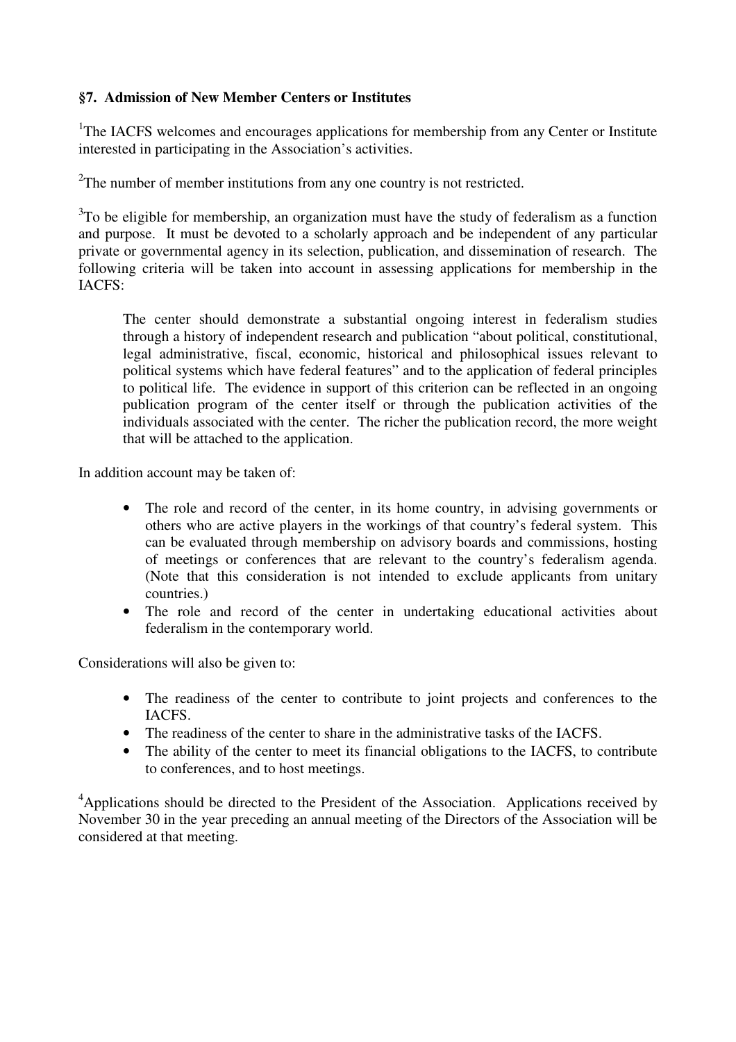**§7. Admission of New Member Centers or Institutes**

[1]The IACFS welcomes and encourages applications for membership from any Center or Institute interested in participating in the Association's activities.

[2]The number of member institutions from any one country is not restricted.

[3]To be eligible for membership, an organization must have the study of federalism as a function and purpose. It must be devoted to a scholarly approach and be independent of any particular private or governmental agency in its selection, publication, and dissemination of research. The following criteria will be taken into account in assessing applications for membership in the IACFS:

> The center should demonstrate a substantial ongoing interest in federalism studies through a history of independent research and publication "about political, constitutional, legal administrative, fiscal, economic, historical and philosophical issues relevant to political systems which have federal features" and to the application of federal principles to political life. The evidence in support of this criterion can be reflected in an ongoing publication program of the center itself or through the publication activities of the individuals associated with the center. The richer the publication record, the more weight that will be attached to the application.

In addition account may be taken of:

- The role and record of the center, in its home country, in advising governments or others who are active players in the workings of that country's federal system. This can be evaluated through membership on advisory boards and commissions, hosting of meetings or conferences that are relevant to the country's federalism agenda. (Note that this consideration is not intended to exclude applicants from unitary countries.)
- The role and record of the center in undertaking educational activities about federalism in the contemporary world.

Considerations will also be given to:

- The readiness of the center to contribute to joint projects and conferences to the IACFS.
- The readiness of the center to share in the administrative tasks of the IACFS.
- The ability of the center to meet its financial obligations to the IACFS, to contribute to conferences, and to host meetings.

[4]Applications should be directed to the President of the Association. Applications received by November 30 in the year preceding an annual meeting of the Directors of the Association will be considered at that meeting.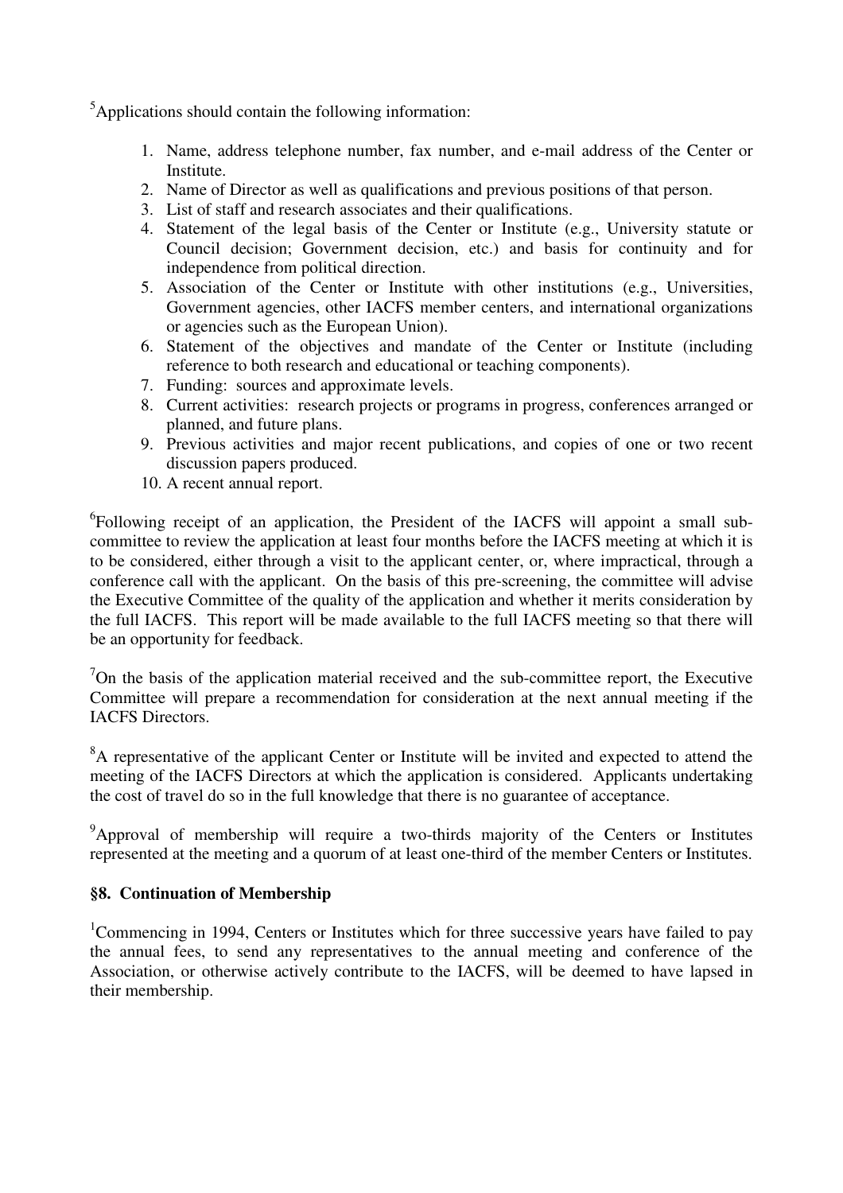[5]Applications should contain the following information:

1. Name, address telephone number, fax number, and e-mail address of the Center or Institute.
2. Name of Director as well as qualifications and previous positions of that person.
3. List of staff and research associates and their qualifications.
4. Statement of the legal basis of the Center or Institute (e.g., University statute or Council decision; Government decision, etc.) and basis for continuity and for independence from political direction.
5. Association of the Center or Institute with other institutions (e.g., Universities, Government agencies, other IACFS member centers, and international organizations or agencies such as the European Union).
6. Statement of the objectives and mandate of the Center or Institute (including reference to both research and educational or teaching components).
7. Funding: sources and approximate levels.
8. Current activities: research projects or programs in progress, conferences arranged or planned, and future plans.
9. Previous activities and major recent publications, and copies of one or two recent discussion papers produced.
10. A recent annual report.

[6]Following receipt of an application, the President of the IACFS will appoint a small sub-committee to review the application at least four months before the IACFS meeting at which it is to be considered, either through a visit to the applicant center, or, where impractical, through a conference call with the applicant. On the basis of this pre-screening, the committee will advise the Executive Committee of the quality of the application and whether it merits consideration by the full IACFS. This report will be made available to the full IACFS meeting so that there will be an opportunity for feedback.

[7]On the basis of the application material received and the sub-committee report, the Executive Committee will prepare a recommendation for consideration at the next annual meeting if the IACFS Directors.

[8]A representative of the applicant Center or Institute will be invited and expected to attend the meeting of the IACFS Directors at which the application is considered. Applicants undertaking the cost of travel do so in the full knowledge that there is no guarantee of acceptance.

[9]Approval of membership will require a two-thirds majority of the Centers or Institutes represented at the meeting and a quorum of at least one-third of the member Centers or Institutes.

**§8. Continuation of Membership**

[1]Commencing in 1994, Centers or Institutes which for three successive years have failed to pay the annual fees, to send any representatives to the annual meeting and conference of the Association, or otherwise actively contribute to the IACFS, will be deemed to have lapsed in their membership.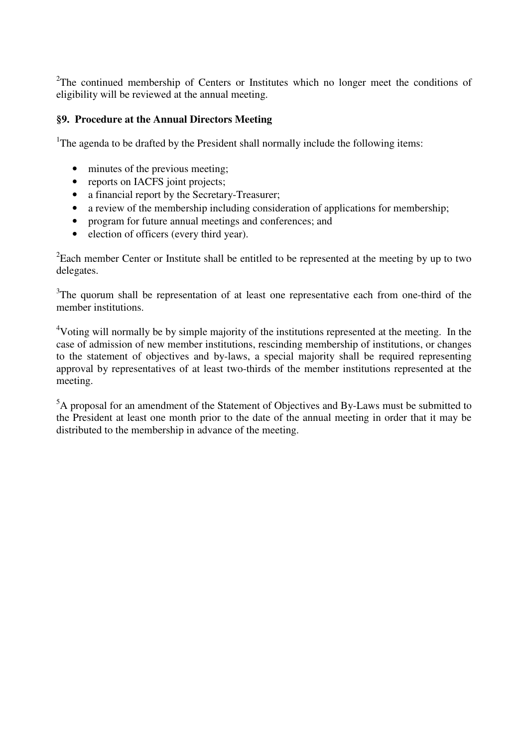[2]The continued membership of Centers or Institutes which no longer meet the conditions of eligibility will be reviewed at the annual meeting.

**§9. Procedure at the Annual Directors Meeting**

[1]The agenda to be drafted by the President shall normally include the following items:

- minutes of the previous meeting;
- reports on IACFS joint projects;
- a financial report by the Secretary-Treasurer;
- a review of the membership including consideration of applications for membership;
- program for future annual meetings and conferences; and
- election of officers (every third year).

[2]Each member Center or Institute shall be entitled to be represented at the meeting by up to two delegates.

[3]The quorum shall be representation of at least one representative each from one-third of the member institutions.

[4]Voting will normally be by simple majority of the institutions represented at the meeting. In the case of admission of new member institutions, rescinding membership of institutions, or changes to the statement of objectives and by-laws, a special majority shall be required representing approval by representatives of at least two-thirds of the member institutions represented at the meeting.

[5]A proposal for an amendment of the Statement of Objectives and By-Laws must be submitted to the President at least one month prior to the date of the annual meeting in order that it may be distributed to the membership in advance of the meeting.